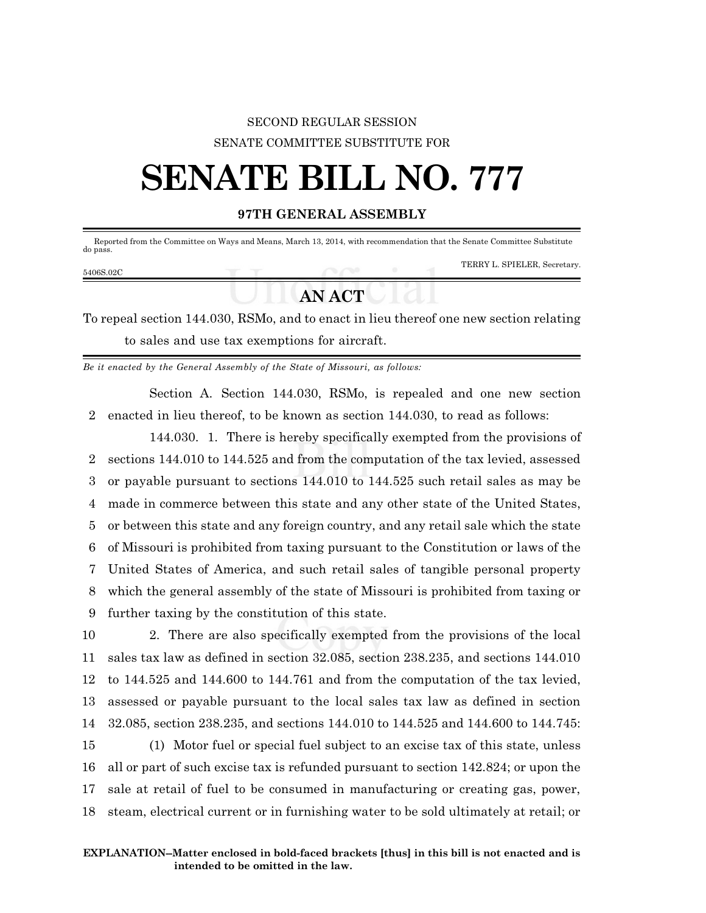SECOND REGULAR SESSION

SENATE COMMITTEE SUBSTITUTE FOR

# SENATE BILL NO. 777

**97TH GENERAL ASSEMBLY**

Reported from the Committee on Ways and Means, March 13, 2014, with recommendation that the Senate Committee Substitute do pass.

TERRY L. SPIELER, Secretary.

5406S.02C

## AN ACT

To repeal section 144.030, RSMo, and to enact in lieu thereof one new section relating to sales and use tax exemptions for aircraft.

*Be it enacted by the General Assembly of the State of Missouri, as follows:*

Section A. Section 144.030, RSMo, is repealed and one new section
2 enacted in lieu thereof, to be known as section 144.030, to read as follows:

144.030. 1. There is hereby specifically exempted from the provisions of
2 sections 144.010 to 144.525 and from the computation of the tax levied, assessed
3 or payable pursuant to sections 144.010 to 144.525 such retail sales as may be
4 made in commerce between this state and any other state of the United States,
5 or between this state and any foreign country, and any retail sale which the state
6 of Missouri is prohibited from taxing pursuant to the Constitution or laws of the
7 United States of America, and such retail sales of tangible personal property
8 which the general assembly of the state of Missouri is prohibited from taxing or
9 further taxing by the constitution of this state.

10 2. There are also specifically exempted from the provisions of the local
11 sales tax law as defined in section 32.085, section 238.235, and sections 144.010
12 to 144.525 and 144.600 to 144.761 and from the computation of the tax levied,
13 assessed or payable pursuant to the local sales tax law as defined in section
14 32.085, section 238.235, and sections 144.010 to 144.525 and 144.600 to 144.745:

15 (1) Motor fuel or special fuel subject to an excise tax of this state, unless
16 all or part of such excise tax is refunded pursuant to section 142.824; or upon the
17 sale at retail of fuel to be consumed in manufacturing or creating gas, power,
18 steam, electrical current or in furnishing water to be sold ultimately at retail; or

**EXPLANATION–Matter enclosed in bold-faced brackets [thus] in this bill is not enacted and is intended to be omitted in the law.**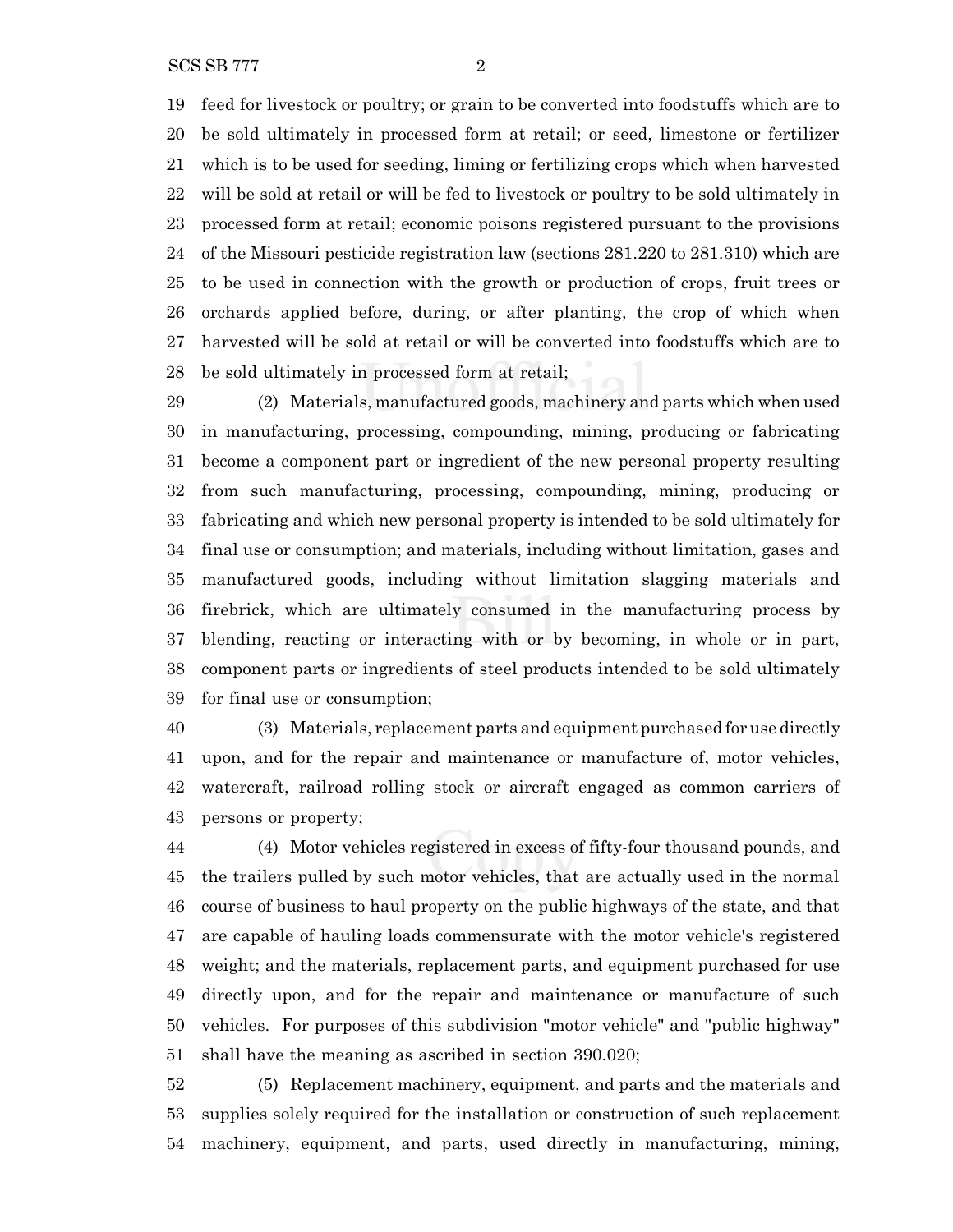feed for livestock or poultry; or grain to be converted into foodstuffs which are to be sold ultimately in processed form at retail; or seed, limestone or fertilizer which is to be used for seeding, liming or fertilizing crops which when harvested will be sold at retail or will be fed to livestock or poultry to be sold ultimately in processed form at retail; economic poisons registered pursuant to the provisions of the Missouri pesticide registration law (sections 281.220 to 281.310) which are to be used in connection with the growth or production of crops, fruit trees or orchards applied before, during, or after planting, the crop of which when harvested will be sold at retail or will be converted into foodstuffs which are to be sold ultimately in processed form at retail;

(2) Materials, manufactured goods, machinery and parts which when used in manufacturing, processing, compounding, mining, producing or fabricating become a component part or ingredient of the new personal property resulting from such manufacturing, processing, compounding, mining, producing or fabricating and which new personal property is intended to be sold ultimately for final use or consumption; and materials, including without limitation, gases and manufactured goods, including without limitation slagging materials and firebrick, which are ultimately consumed in the manufacturing process by blending, reacting or interacting with or by becoming, in whole or in part, component parts or ingredients of steel products intended to be sold ultimately for final use or consumption;

(3) Materials, replacement parts and equipment purchased for use directly upon, and for the repair and maintenance or manufacture of, motor vehicles, watercraft, railroad rolling stock or aircraft engaged as common carriers of persons or property;

(4) Motor vehicles registered in excess of fifty-four thousand pounds, and the trailers pulled by such motor vehicles, that are actually used in the normal course of business to haul property on the public highways of the state, and that are capable of hauling loads commensurate with the motor vehicle's registered weight; and the materials, replacement parts, and equipment purchased for use directly upon, and for the repair and maintenance or manufacture of such vehicles. For purposes of this subdivision "motor vehicle" and "public highway" shall have the meaning as ascribed in section 390.020;

(5) Replacement machinery, equipment, and parts and the materials and supplies solely required for the installation or construction of such replacement machinery, equipment, and parts, used directly in manufacturing, mining,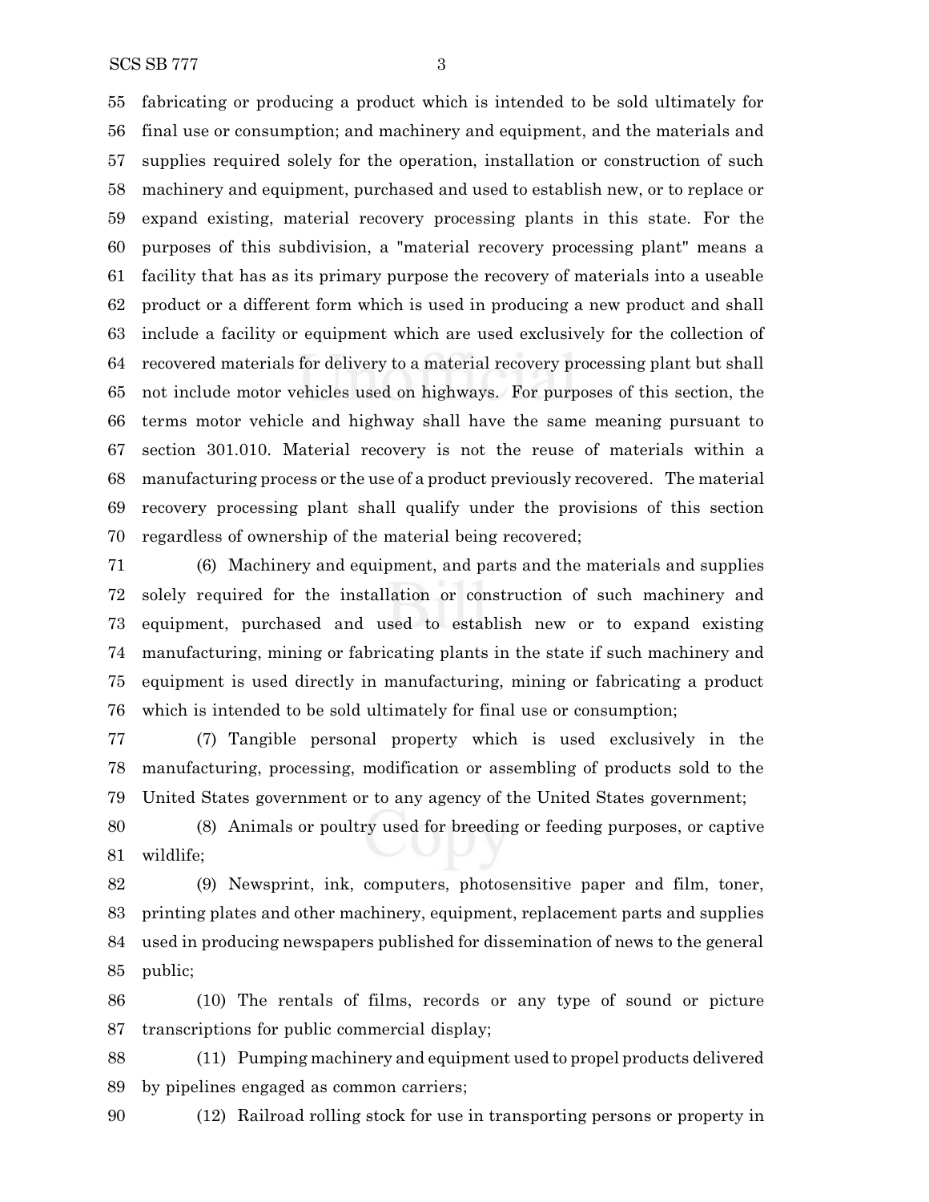fabricating or producing a product which is intended to be sold ultimately for final use or consumption; and machinery and equipment, and the materials and supplies required solely for the operation, installation or construction of such machinery and equipment, purchased and used to establish new, or to replace or expand existing, material recovery processing plants in this state. For the purposes of this subdivision, a "material recovery processing plant" means a facility that has as its primary purpose the recovery of materials into a useable product or a different form which is used in producing a new product and shall include a facility or equipment which are used exclusively for the collection of recovered materials for delivery to a material recovery processing plant but shall not include motor vehicles used on highways. For purposes of this section, the terms motor vehicle and highway shall have the same meaning pursuant to section 301.010. Material recovery is not the reuse of materials within a manufacturing process or the use of a product previously recovered. The material recovery processing plant shall qualify under the provisions of this section regardless of ownership of the material being recovered;

(6) Machinery and equipment, and parts and the materials and supplies solely required for the installation or construction of such machinery and equipment, purchased and used to establish new or to expand existing manufacturing, mining or fabricating plants in the state if such machinery and equipment is used directly in manufacturing, mining or fabricating a product which is intended to be sold ultimately for final use or consumption;

(7) Tangible personal property which is used exclusively in the manufacturing, processing, modification or assembling of products sold to the United States government or to any agency of the United States government;

(8) Animals or poultry used for breeding or feeding purposes, or captive wildlife;

(9) Newsprint, ink, computers, photosensitive paper and film, toner, printing plates and other machinery, equipment, replacement parts and supplies used in producing newspapers published for dissemination of news to the general public;

(10) The rentals of films, records or any type of sound or picture transcriptions for public commercial display;

(11) Pumping machinery and equipment used to propel products delivered by pipelines engaged as common carriers;

(12) Railroad rolling stock for use in transporting persons or property in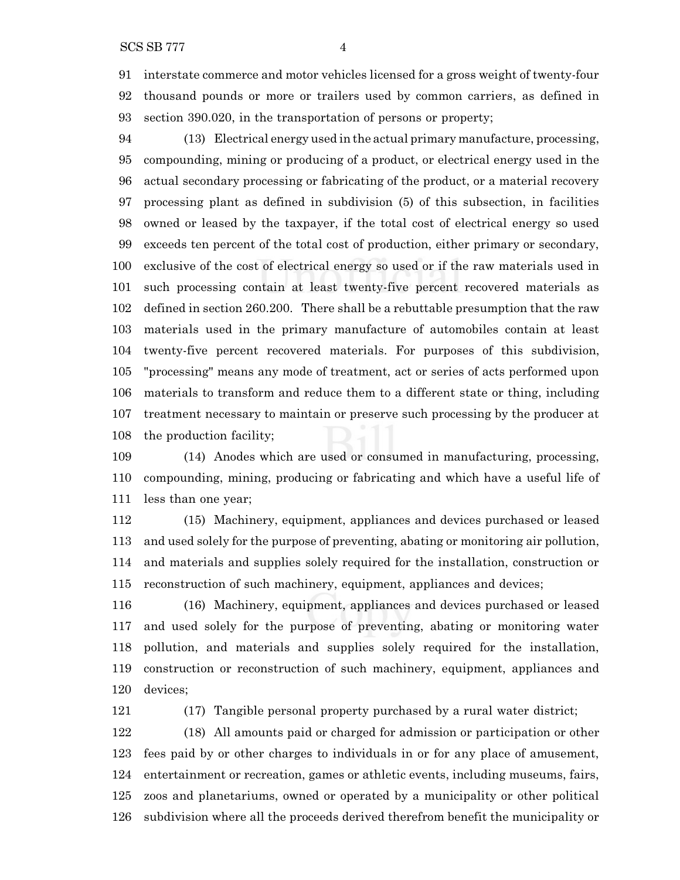interstate commerce and motor vehicles licensed for a gross weight of twenty-four thousand pounds or more or trailers used by common carriers, as defined in section 390.020, in the transportation of persons or property;

(13) Electrical energy used in the actual primary manufacture, processing, compounding, mining or producing of a product, or electrical energy used in the actual secondary processing or fabricating of the product, or a material recovery processing plant as defined in subdivision (5) of this subsection, in facilities owned or leased by the taxpayer, if the total cost of electrical energy so used exceeds ten percent of the total cost of production, either primary or secondary, exclusive of the cost of electrical energy so used or if the raw materials used in such processing contain at least twenty-five percent recovered materials as defined in section 260.200. There shall be a rebuttable presumption that the raw materials used in the primary manufacture of automobiles contain at least twenty-five percent recovered materials. For purposes of this subdivision, "processing" means any mode of treatment, act or series of acts performed upon materials to transform and reduce them to a different state or thing, including treatment necessary to maintain or preserve such processing by the producer at the production facility;

(14) Anodes which are used or consumed in manufacturing, processing, compounding, mining, producing or fabricating and which have a useful life of less than one year;

(15) Machinery, equipment, appliances and devices purchased or leased and used solely for the purpose of preventing, abating or monitoring air pollution, and materials and supplies solely required for the installation, construction or reconstruction of such machinery, equipment, appliances and devices;

(16) Machinery, equipment, appliances and devices purchased or leased and used solely for the purpose of preventing, abating or monitoring water pollution, and materials and supplies solely required for the installation, construction or reconstruction of such machinery, equipment, appliances and devices;

(17) Tangible personal property purchased by a rural water district;

(18) All amounts paid or charged for admission or participation or other fees paid by or other charges to individuals in or for any place of amusement, entertainment or recreation, games or athletic events, including museums, fairs, zoos and planetariums, owned or operated by a municipality or other political subdivision where all the proceeds derived therefrom benefit the municipality or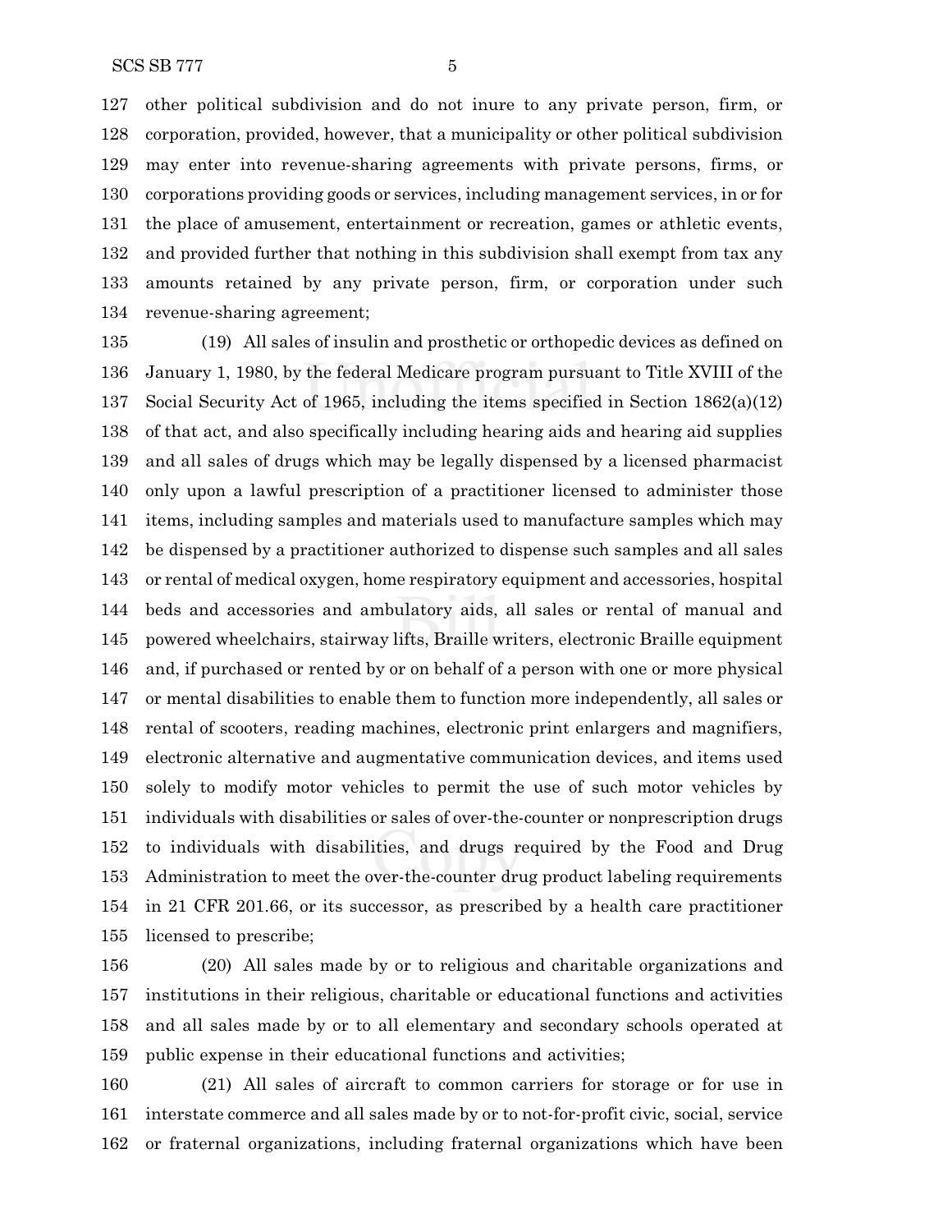other political subdivision and do not inure to any private person, firm, or corporation, provided, however, that a municipality or other political subdivision may enter into revenue-sharing agreements with private persons, firms, or corporations providing goods or services, including management services, in or for the place of amusement, entertainment or recreation, games or athletic events, and provided further that nothing in this subdivision shall exempt from tax any amounts retained by any private person, firm, or corporation under such revenue-sharing agreement;

(19) All sales of insulin and prosthetic or orthopedic devices as defined on January 1, 1980, by the federal Medicare program pursuant to Title XVIII of the Social Security Act of 1965, including the items specified in Section 1862(a)(12) of that act, and also specifically including hearing aids and hearing aid supplies and all sales of drugs which may be legally dispensed by a licensed pharmacist only upon a lawful prescription of a practitioner licensed to administer those items, including samples and materials used to manufacture samples which may be dispensed by a practitioner authorized to dispense such samples and all sales or rental of medical oxygen, home respiratory equipment and accessories, hospital beds and accessories and ambulatory aids, all sales or rental of manual and powered wheelchairs, stairway lifts, Braille writers, electronic Braille equipment and, if purchased or rented by or on behalf of a person with one or more physical or mental disabilities to enable them to function more independently, all sales or rental of scooters, reading machines, electronic print enlargers and magnifiers, electronic alternative and augmentative communication devices, and items used solely to modify motor vehicles to permit the use of such motor vehicles by individuals with disabilities or sales of over-the-counter or nonprescription drugs to individuals with disabilities, and drugs required by the Food and Drug Administration to meet the over-the-counter drug product labeling requirements in 21 CFR 201.66, or its successor, as prescribed by a health care practitioner licensed to prescribe;

(20) All sales made by or to religious and charitable organizations and institutions in their religious, charitable or educational functions and activities and all sales made by or to all elementary and secondary schools operated at public expense in their educational functions and activities;

(21) All sales of aircraft to common carriers for storage or for use in interstate commerce and all sales made by or to not-for-profit civic, social, service or fraternal organizations, including fraternal organizations which have been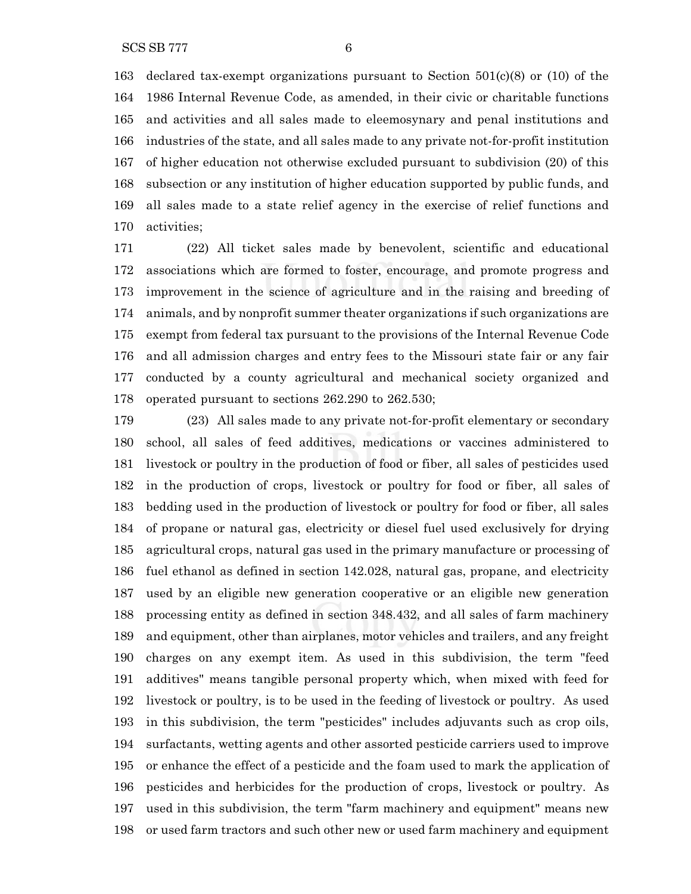declared tax-exempt organizations pursuant to Section 501(c)(8) or (10) of the 1986 Internal Revenue Code, as amended, in their civic or charitable functions and activities and all sales made to eleemosynary and penal institutions and industries of the state, and all sales made to any private not-for-profit institution of higher education not otherwise excluded pursuant to subdivision (20) of this subsection or any institution of higher education supported by public funds, and all sales made to a state relief agency in the exercise of relief functions and activities;

(22) All ticket sales made by benevolent, scientific and educational associations which are formed to foster, encourage, and promote progress and improvement in the science of agriculture and in the raising and breeding of animals, and by nonprofit summer theater organizations if such organizations are exempt from federal tax pursuant to the provisions of the Internal Revenue Code and all admission charges and entry fees to the Missouri state fair or any fair conducted by a county agricultural and mechanical society organized and operated pursuant to sections 262.290 to 262.530;

(23) All sales made to any private not-for-profit elementary or secondary school, all sales of feed additives, medications or vaccines administered to livestock or poultry in the production of food or fiber, all sales of pesticides used in the production of crops, livestock or poultry for food or fiber, all sales of bedding used in the production of livestock or poultry for food or fiber, all sales of propane or natural gas, electricity or diesel fuel used exclusively for drying agricultural crops, natural gas used in the primary manufacture or processing of fuel ethanol as defined in section 142.028, natural gas, propane, and electricity used by an eligible new generation cooperative or an eligible new generation processing entity as defined in section 348.432, and all sales of farm machinery and equipment, other than airplanes, motor vehicles and trailers, and any freight charges on any exempt item. As used in this subdivision, the term "feed additives" means tangible personal property which, when mixed with feed for livestock or poultry, is to be used in the feeding of livestock or poultry. As used in this subdivision, the term "pesticides" includes adjuvants such as crop oils, surfactants, wetting agents and other assorted pesticide carriers used to improve or enhance the effect of a pesticide and the foam used to mark the application of pesticides and herbicides for the production of crops, livestock or poultry. As used in this subdivision, the term "farm machinery and equipment" means new or used farm tractors and such other new or used farm machinery and equipment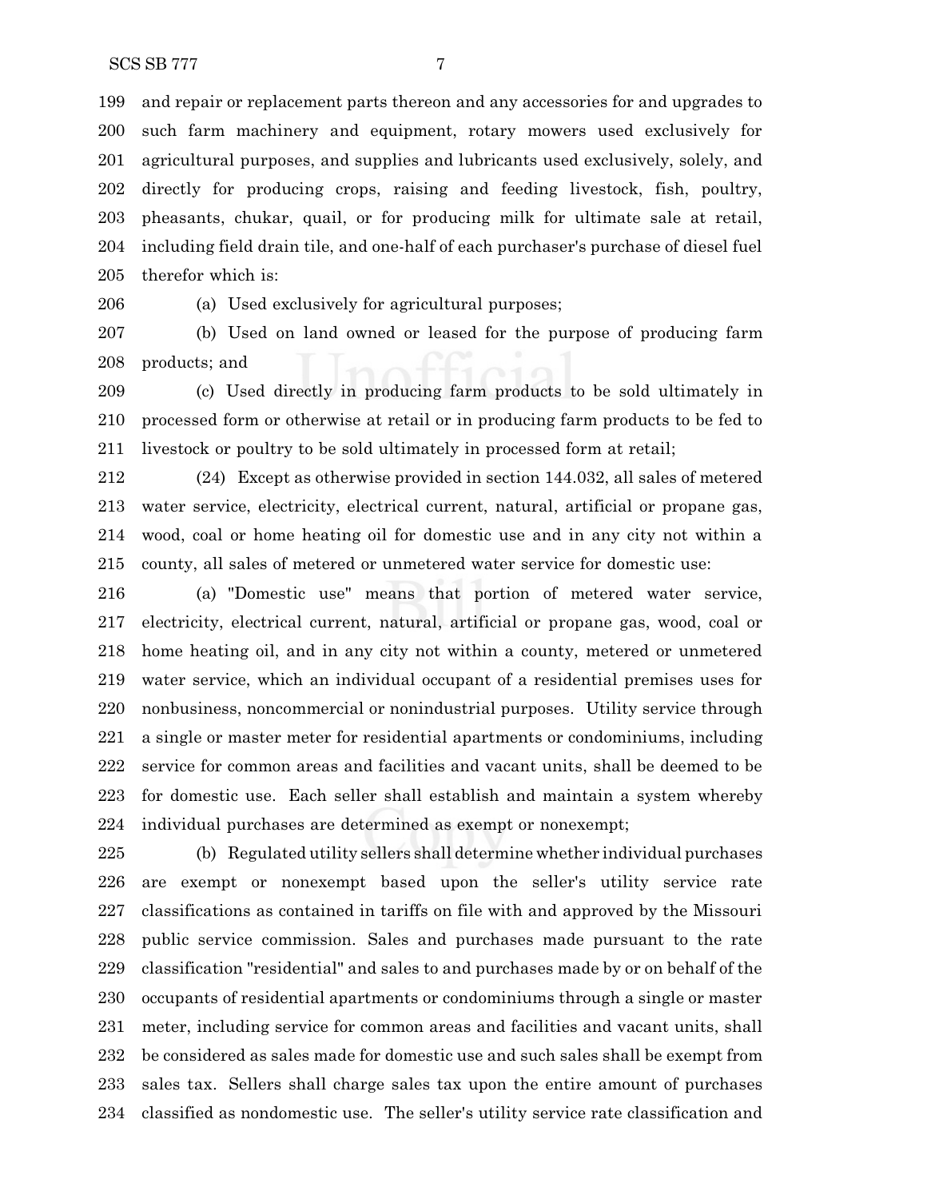and repair or replacement parts thereon and any accessories for and upgrades to such farm machinery and equipment, rotary mowers used exclusively for agricultural purposes, and supplies and lubricants used exclusively, solely, and directly for producing crops, raising and feeding livestock, fish, poultry, pheasants, chukar, quail, or for producing milk for ultimate sale at retail, including field drain tile, and one-half of each purchaser's purchase of diesel fuel therefor which is:

(a) Used exclusively for agricultural purposes;

(b) Used on land owned or leased for the purpose of producing farm products; and

(c) Used directly in producing farm products to be sold ultimately in processed form or otherwise at retail or in producing farm products to be fed to livestock or poultry to be sold ultimately in processed form at retail;

(24) Except as otherwise provided in section 144.032, all sales of metered water service, electricity, electrical current, natural, artificial or propane gas, wood, coal or home heating oil for domestic use and in any city not within a county, all sales of metered or unmetered water service for domestic use:

(a) "Domestic use" means that portion of metered water service, electricity, electrical current, natural, artificial or propane gas, wood, coal or home heating oil, and in any city not within a county, metered or unmetered water service, which an individual occupant of a residential premises uses for nonbusiness, noncommercial or nonindustrial purposes. Utility service through a single or master meter for residential apartments or condominiums, including service for common areas and facilities and vacant units, shall be deemed to be for domestic use. Each seller shall establish and maintain a system whereby individual purchases are determined as exempt or nonexempt;

(b) Regulated utility sellers shall determine whether individual purchases are exempt or nonexempt based upon the seller's utility service rate classifications as contained in tariffs on file with and approved by the Missouri public service commission. Sales and purchases made pursuant to the rate classification "residential" and sales to and purchases made by or on behalf of the occupants of residential apartments or condominiums through a single or master meter, including service for common areas and facilities and vacant units, shall be considered as sales made for domestic use and such sales shall be exempt from sales tax. Sellers shall charge sales tax upon the entire amount of purchases classified as nondomestic use. The seller's utility service rate classification and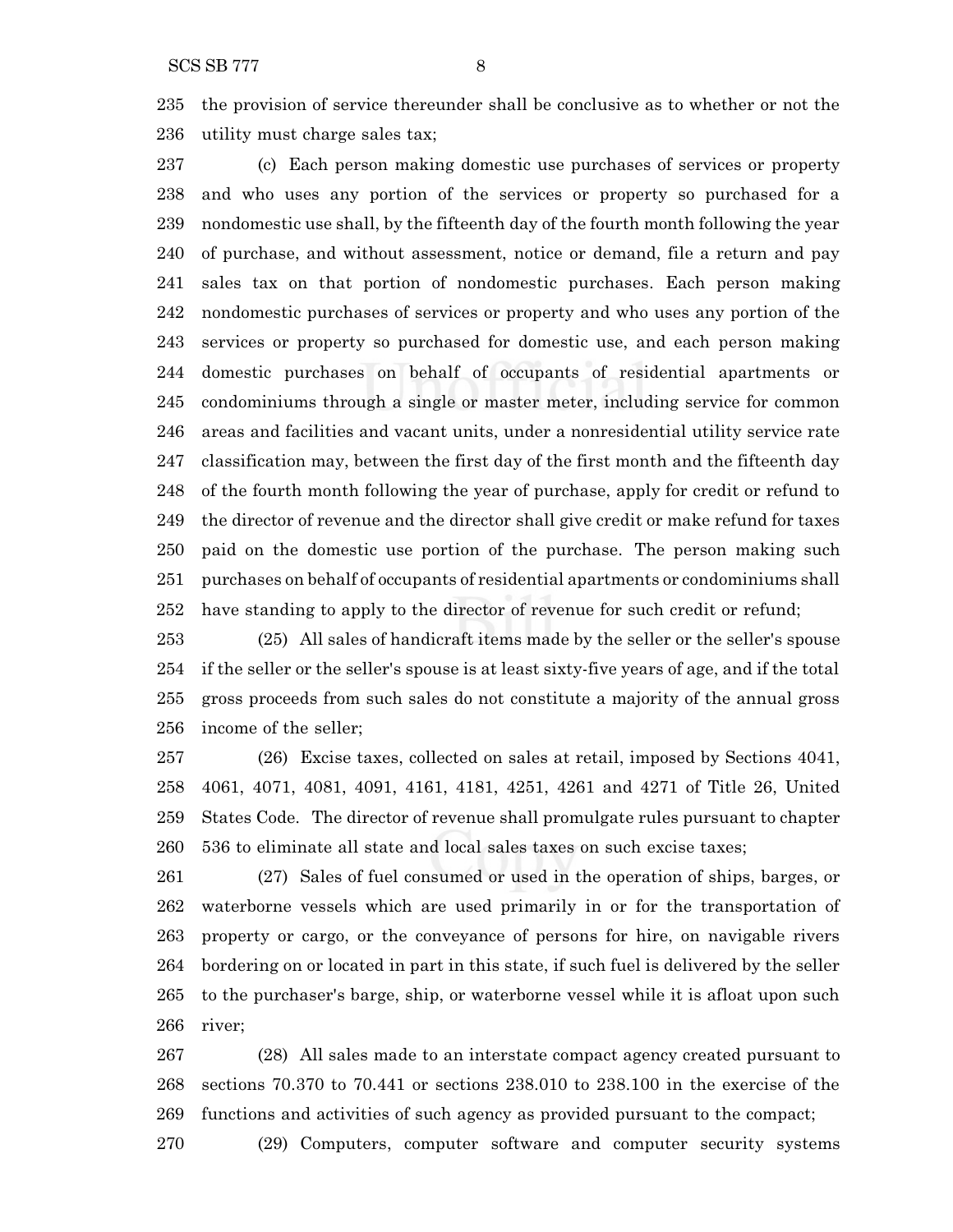the provision of service thereunder shall be conclusive as to whether or not the utility must charge sales tax;

(c) Each person making domestic use purchases of services or property and who uses any portion of the services or property so purchased for a nondomestic use shall, by the fifteenth day of the fourth month following the year of purchase, and without assessment, notice or demand, file a return and pay sales tax on that portion of nondomestic purchases. Each person making nondomestic purchases of services or property and who uses any portion of the services or property so purchased for domestic use, and each person making domestic purchases on behalf of occupants of residential apartments or condominiums through a single or master meter, including service for common areas and facilities and vacant units, under a nonresidential utility service rate classification may, between the first day of the first month and the fifteenth day of the fourth month following the year of purchase, apply for credit or refund to the director of revenue and the director shall give credit or make refund for taxes paid on the domestic use portion of the purchase. The person making such purchases on behalf of occupants of residential apartments or condominiums shall have standing to apply to the director of revenue for such credit or refund;

(25) All sales of handicraft items made by the seller or the seller's spouse if the seller or the seller's spouse is at least sixty-five years of age, and if the total gross proceeds from such sales do not constitute a majority of the annual gross income of the seller;

(26) Excise taxes, collected on sales at retail, imposed by Sections 4041, 4061, 4071, 4081, 4091, 4161, 4181, 4251, 4261 and 4271 of Title 26, United States Code. The director of revenue shall promulgate rules pursuant to chapter 536 to eliminate all state and local sales taxes on such excise taxes;

(27) Sales of fuel consumed or used in the operation of ships, barges, or waterborne vessels which are used primarily in or for the transportation of property or cargo, or the conveyance of persons for hire, on navigable rivers bordering on or located in part in this state, if such fuel is delivered by the seller to the purchaser's barge, ship, or waterborne vessel while it is afloat upon such river;

(28) All sales made to an interstate compact agency created pursuant to sections 70.370 to 70.441 or sections 238.010 to 238.100 in the exercise of the functions and activities of such agency as provided pursuant to the compact;

(29) Computers, computer software and computer security systems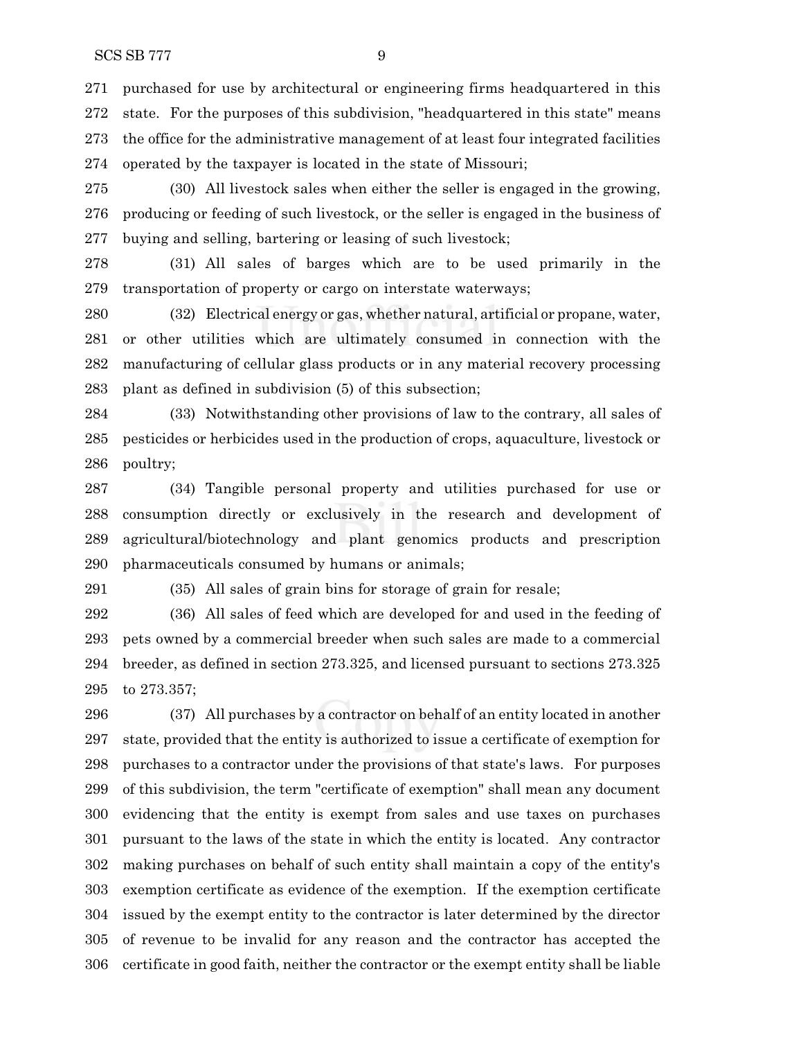purchased for use by architectural or engineering firms headquartered in this state. For the purposes of this subdivision, "headquartered in this state" means the office for the administrative management of at least four integrated facilities operated by the taxpayer is located in the state of Missouri;

(30) All livestock sales when either the seller is engaged in the growing, producing or feeding of such livestock, or the seller is engaged in the business of buying and selling, bartering or leasing of such livestock;

(31) All sales of barges which are to be used primarily in the transportation of property or cargo on interstate waterways;

(32) Electrical energy or gas, whether natural, artificial or propane, water, or other utilities which are ultimately consumed in connection with the manufacturing of cellular glass products or in any material recovery processing plant as defined in subdivision (5) of this subsection;

(33) Notwithstanding other provisions of law to the contrary, all sales of pesticides or herbicides used in the production of crops, aquaculture, livestock or poultry;

(34) Tangible personal property and utilities purchased for use or consumption directly or exclusively in the research and development of agricultural/biotechnology and plant genomics products and prescription pharmaceuticals consumed by humans or animals;

(35) All sales of grain bins for storage of grain for resale;

(36) All sales of feed which are developed for and used in the feeding of pets owned by a commercial breeder when such sales are made to a commercial breeder, as defined in section 273.325, and licensed pursuant to sections 273.325 to 273.357;

(37) All purchases by a contractor on behalf of an entity located in another state, provided that the entity is authorized to issue a certificate of exemption for purchases to a contractor under the provisions of that state's laws. For purposes of this subdivision, the term "certificate of exemption" shall mean any document evidencing that the entity is exempt from sales and use taxes on purchases pursuant to the laws of the state in which the entity is located. Any contractor making purchases on behalf of such entity shall maintain a copy of the entity's exemption certificate as evidence of the exemption. If the exemption certificate issued by the exempt entity to the contractor is later determined by the director of revenue to be invalid for any reason and the contractor has accepted the certificate in good faith, neither the contractor or the exempt entity shall be liable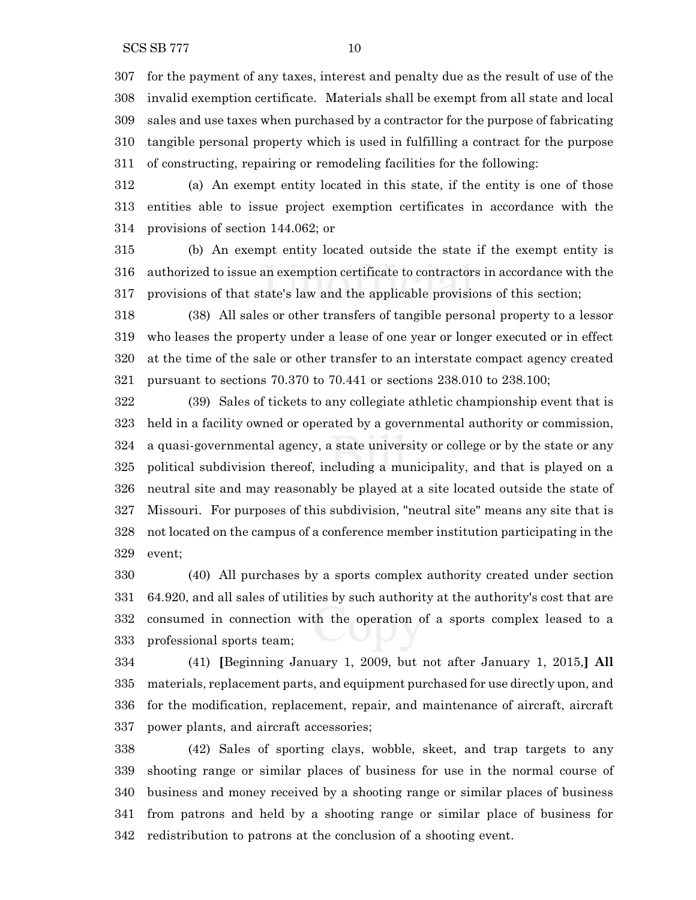for the payment of any taxes, interest and penalty due as the result of use of the invalid exemption certificate. Materials shall be exempt from all state and local sales and use taxes when purchased by a contractor for the purpose of fabricating tangible personal property which is used in fulfilling a contract for the purpose of constructing, repairing or remodeling facilities for the following:

(a) An exempt entity located in this state, if the entity is one of those entities able to issue project exemption certificates in accordance with the provisions of section 144.062; or

(b) An exempt entity located outside the state if the exempt entity is authorized to issue an exemption certificate to contractors in accordance with the provisions of that state's law and the applicable provisions of this section;

(38) All sales or other transfers of tangible personal property to a lessor who leases the property under a lease of one year or longer executed or in effect at the time of the sale or other transfer to an interstate compact agency created pursuant to sections 70.370 to 70.441 or sections 238.010 to 238.100;

(39) Sales of tickets to any collegiate athletic championship event that is held in a facility owned or operated by a governmental authority or commission, a quasi-governmental agency, a state university or college or by the state or any political subdivision thereof, including a municipality, and that is played on a neutral site and may reasonably be played at a site located outside the state of Missouri. For purposes of this subdivision, "neutral site" means any site that is not located on the campus of a conference member institution participating in the event;

(40) All purchases by a sports complex authority created under section 64.920, and all sales of utilities by such authority at the authority's cost that are consumed in connection with the operation of a sports complex leased to a professional sports team;

(41) **[**Beginning January 1, 2009, but not after January 1, 2015,**] All** materials, replacement parts, and equipment purchased for use directly upon, and for the modification, replacement, repair, and maintenance of aircraft, aircraft power plants, and aircraft accessories;

(42) Sales of sporting clays, wobble, skeet, and trap targets to any shooting range or similar places of business for use in the normal course of business and money received by a shooting range or similar places of business from patrons and held by a shooting range or similar place of business for redistribution to patrons at the conclusion of a shooting event.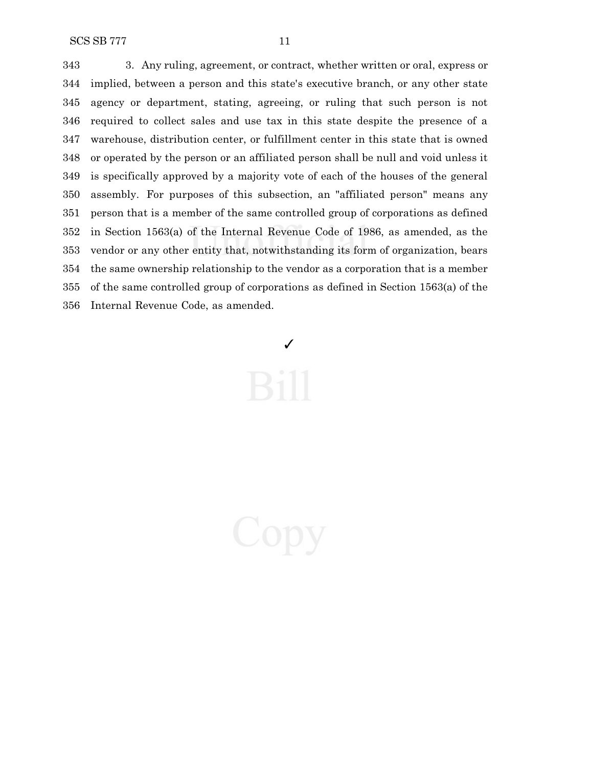3. Any ruling, agreement, or contract, whether written or oral, express or implied, between a person and this state's executive branch, or any other state agency or department, stating, agreeing, or ruling that such person is not required to collect sales and use tax in this state despite the presence of a warehouse, distribution center, or fulfillment center in this state that is owned or operated by the person or an affiliated person shall be null and void unless it is specifically approved by a majority vote of each of the houses of the general assembly. For purposes of this subsection, an "affiliated person" means any person that is a member of the same controlled group of corporations as defined in Section 1563(a) of the Internal Revenue Code of 1986, as amended, as the vendor or any other entity that, notwithstanding its form of organization, bears the same ownership relationship to the vendor as a corporation that is a member of the same controlled group of corporations as defined in Section 1563(a) of the Internal Revenue Code, as amended.

✓